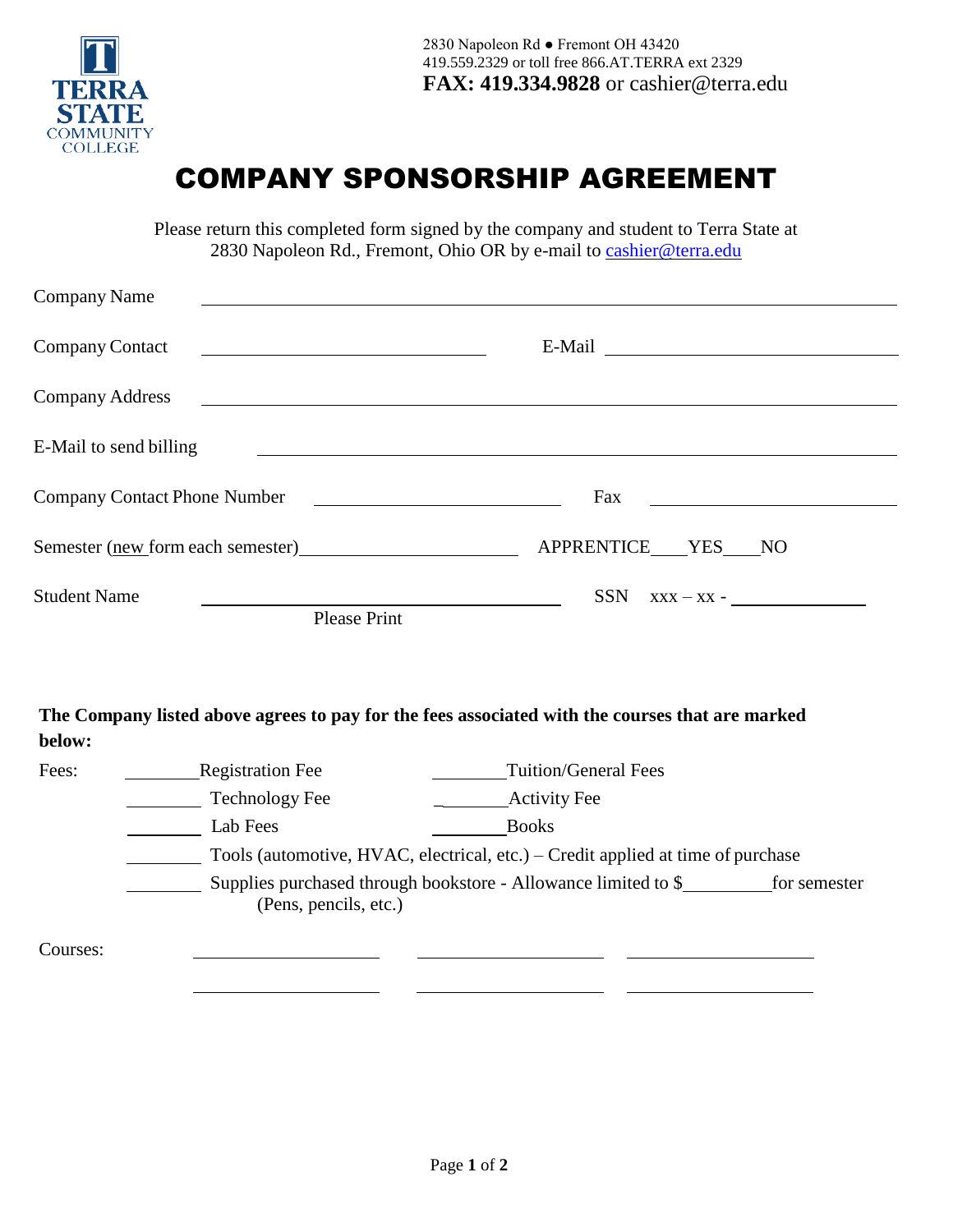TERRA STATE COMMUNITY COLLEGE

2830 Napoleon Rd ● Fremont OH 43420
419.559.2329 or toll free 866.AT.TERRA ext 2329
**FAX: 419.334.9828** or cashier@terra.edu

# COMPANY SPONSORSHIP AGREEMENT

Please return this completed form signed by the company and student to Terra State at 2830 Napoleon Rd., Fremont, Ohio OR by e-mail to cashier@terra.edu

Company Name ______________________________________________

Company Contact ____________________ E-Mail ____________________

Company Address ______________________________________________

E-Mail to send billing ______________________________________________

Company Contact Phone Number ____________________ Fax ____________________

Semester (new form each semester) ____________________ APPRENTICE ___YES ___NO

Student Name ____________________ SSN xxx – xx - ____________
Please Print

**The Company listed above agrees to pay for the fees associated with the courses that are marked below:**

Fees:

________ Registration Fee ________ Tuition/General Fees

________ Technology Fee ________ Activity Fee

________ Lab Fees ________ Books

________ Tools (automotive, HVAC, electrical, etc.) – Credit applied at time of purchase

________ Supplies purchased through bookstore - Allowance limited to $________ for semester (Pens, pencils, etc.)

Courses: ____________________ ____________________ ____________________

____________________ ____________________ ____________________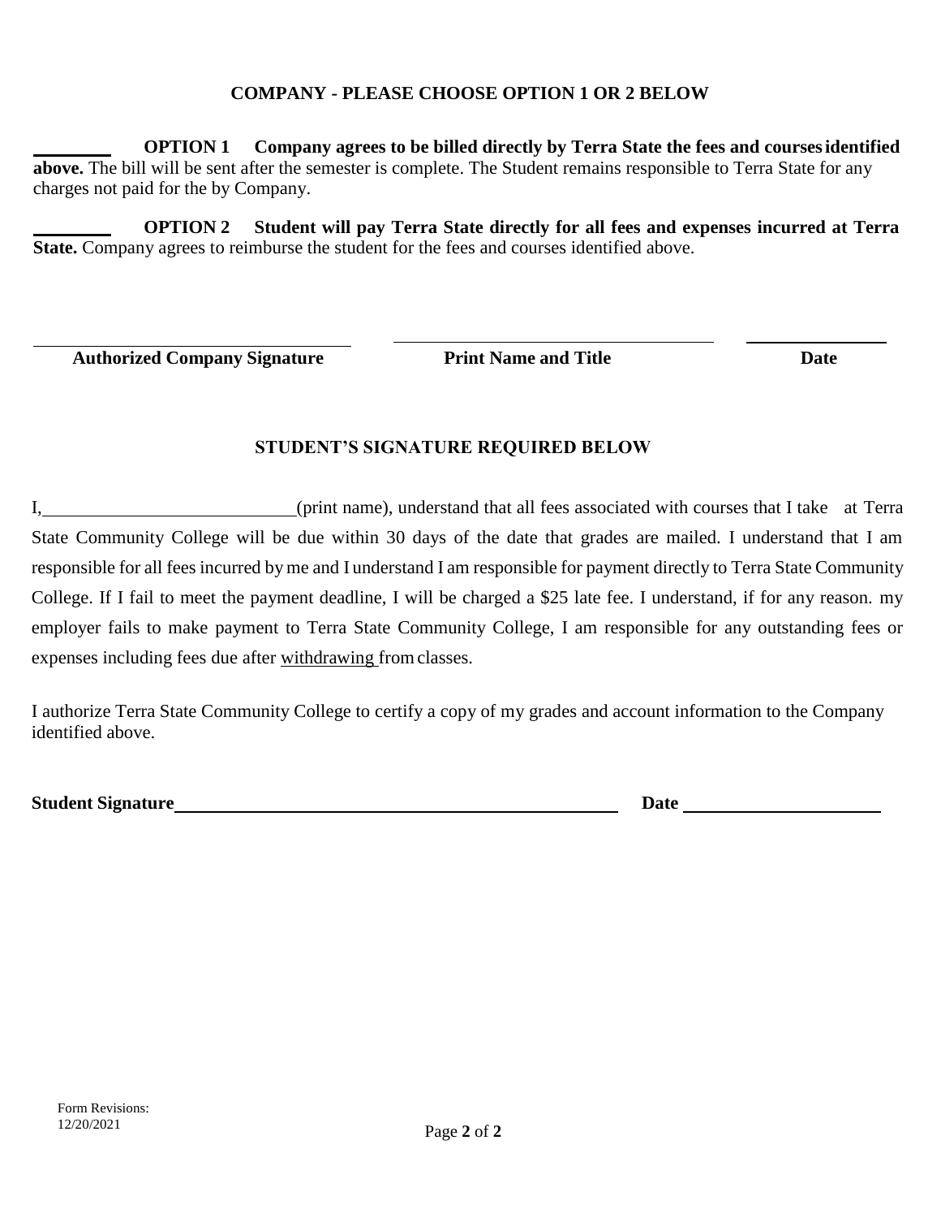## COMPANY - PLEASE CHOOSE OPTION 1 OR 2 BELOW

________ **OPTION 1 Company agrees to be billed directly by Terra State the fees and courses identified above.** The bill will be sent after the semester is complete. The Student remains responsible to Terra State for any charges not paid for the by Company.

________ **OPTION 2 Student will pay Terra State directly for all fees and expenses incurred at Terra State.** Company agrees to reimburse the student for the fees and courses identified above.

| ______________________________ | ______________________________ | ____________ |
|---|---|---|
| **Authorized Company Signature** | **Print Name and Title** | **Date** |

## STUDENT'S SIGNATURE REQUIRED BELOW

I, ____________________________(print name), understand that all fees associated with courses that I take at Terra State Community College will be due within 30 days of the date that grades are mailed. I understand that I am responsible for all fees incurred by me and I understand I am responsible for payment directly to Terra State Community College. If I fail to meet the payment deadline, I will be charged a $25 late fee. I understand, if for any reason. my employer fails to make payment to Terra State Community College, I am responsible for any outstanding fees or expenses including fees due after withdrawing from classes.

I authorize Terra State Community College to certify a copy of my grades and account information to the Company identified above.

**Student Signature**________________________________________ **Date** ____________________

Form Revisions:
12/20/2021